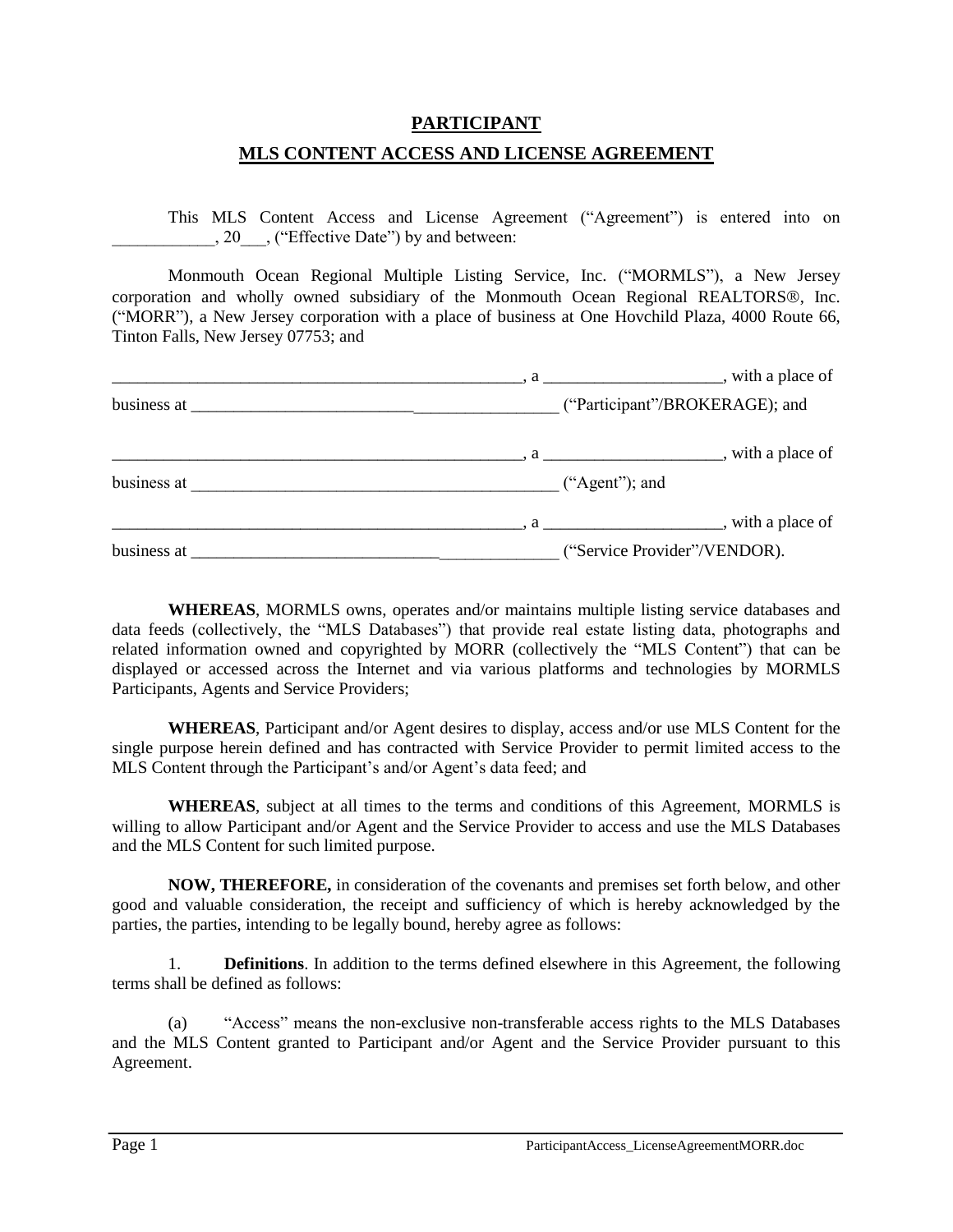# PARTICIPANT

# MLS CONTENT ACCESS AND LICENSE AGREEMENT

This MLS Content Access and License Agreement ("Agreement") is entered into on ____________, 20___, ("Effective Date") by and between:

Monmouth Ocean Regional Multiple Listing Service, Inc. ("MORMLS"), a New Jersey corporation and wholly owned subsidiary of the Monmouth Ocean Regional REALTORS®, Inc. ("MORR"), a New Jersey corporation with a place of business at One Hovchild Plaza, 4000 Route 66, Tinton Falls, New Jersey 07753; and

__________________________________________________, a _____________________, with a place of business at ___________________________________________ ("Participant"/BROKERAGE); and

__________________________________________________, a _____________________, with a place of business at ____________________________________________ ("Agent"); and

__________________________________________________, a _____________________, with a place of business at ____________________________________________ ("Service Provider"/VENDOR).

**WHEREAS**, MORMLS owns, operates and/or maintains multiple listing service databases and data feeds (collectively, the "MLS Databases") that provide real estate listing data, photographs and related information owned and copyrighted by MORR (collectively the "MLS Content") that can be displayed or accessed across the Internet and via various platforms and technologies by MORMLS Participants, Agents and Service Providers;

**WHEREAS**, Participant and/or Agent desires to display, access and/or use MLS Content for the single purpose herein defined and has contracted with Service Provider to permit limited access to the MLS Content through the Participant's and/or Agent's data feed; and

**WHEREAS**, subject at all times to the terms and conditions of this Agreement, MORMLS is willing to allow Participant and/or Agent and the Service Provider to access and use the MLS Databases and the MLS Content for such limited purpose.

**NOW, THEREFORE,** in consideration of the covenants and premises set forth below, and other good and valuable consideration, the receipt and sufficiency of which is hereby acknowledged by the parties, the parties, intending to be legally bound, hereby agree as follows:

1. **Definitions**. In addition to the terms defined elsewhere in this Agreement, the following terms shall be defined as follows:

(a) "Access" means the non-exclusive non-transferable access rights to the MLS Databases and the MLS Content granted to Participant and/or Agent and the Service Provider pursuant to this Agreement.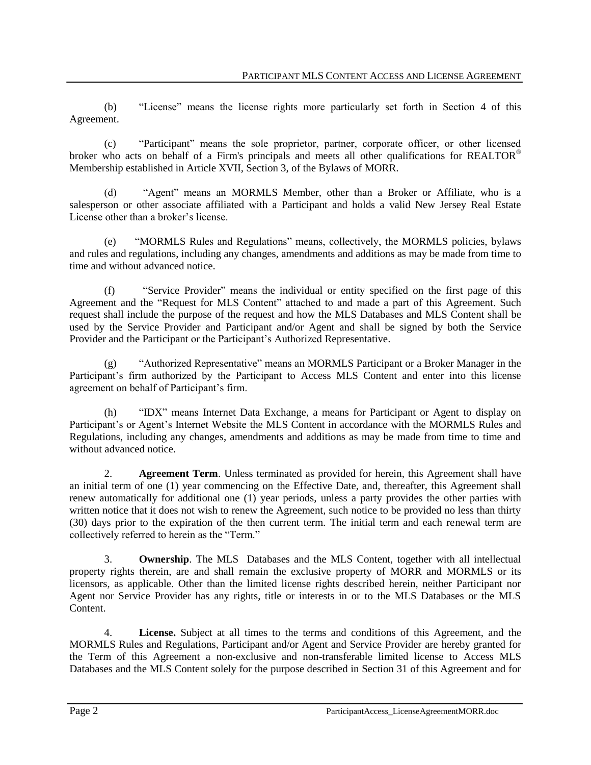(b) "License" means the license rights more particularly set forth in Section 4 of this Agreement.

(c) "Participant" means the sole proprietor, partner, corporate officer, or other licensed broker who acts on behalf of a Firm's principals and meets all other qualifications for REALTOR® Membership established in Article XVII, Section 3, of the Bylaws of MORR.

(d) "Agent" means an MORMLS Member, other than a Broker or Affiliate, who is a salesperson or other associate affiliated with a Participant and holds a valid New Jersey Real Estate License other than a broker's license.

(e) "MORMLS Rules and Regulations" means, collectively, the MORMLS policies, bylaws and rules and regulations, including any changes, amendments and additions as may be made from time to time and without advanced notice.

(f) "Service Provider" means the individual or entity specified on the first page of this Agreement and the "Request for MLS Content" attached to and made a part of this Agreement. Such request shall include the purpose of the request and how the MLS Databases and MLS Content shall be used by the Service Provider and Participant and/or Agent and shall be signed by both the Service Provider and the Participant or the Participant's Authorized Representative.

(g) "Authorized Representative" means an MORMLS Participant or a Broker Manager in the Participant's firm authorized by the Participant to Access MLS Content and enter into this license agreement on behalf of Participant's firm.

(h) "IDX" means Internet Data Exchange, a means for Participant or Agent to display on Participant's or Agent's Internet Website the MLS Content in accordance with the MORMLS Rules and Regulations, including any changes, amendments and additions as may be made from time to time and without advanced notice.

2. **Agreement Term**. Unless terminated as provided for herein, this Agreement shall have an initial term of one (1) year commencing on the Effective Date, and, thereafter, this Agreement shall renew automatically for additional one (1) year periods, unless a party provides the other parties with written notice that it does not wish to renew the Agreement, such notice to be provided no less than thirty (30) days prior to the expiration of the then current term. The initial term and each renewal term are collectively referred to herein as the "Term."

3. **Ownership**. The MLS Databases and the MLS Content, together with all intellectual property rights therein, are and shall remain the exclusive property of MORR and MORMLS or its licensors, as applicable. Other than the limited license rights described herein, neither Participant nor Agent nor Service Provider has any rights, title or interests in or to the MLS Databases or the MLS Content.

4. **License.** Subject at all times to the terms and conditions of this Agreement, and the MORMLS Rules and Regulations, Participant and/or Agent and Service Provider are hereby granted for the Term of this Agreement a non-exclusive and non-transferable limited license to Access MLS Databases and the MLS Content solely for the purpose described in Section 31 of this Agreement and for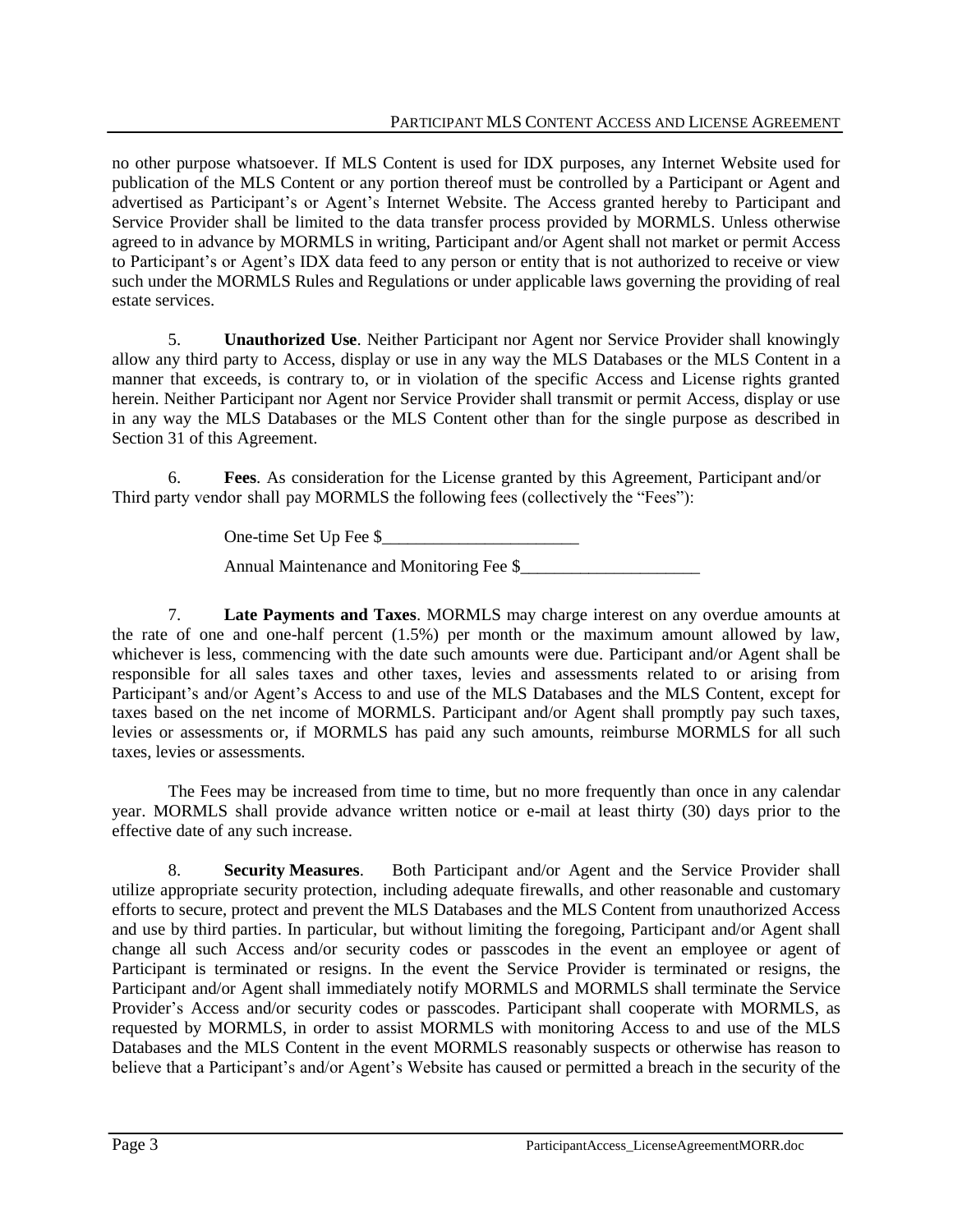no other purpose whatsoever. If MLS Content is used for IDX purposes, any Internet Website used for publication of the MLS Content or any portion thereof must be controlled by a Participant or Agent and advertised as Participant's or Agent's Internet Website. The Access granted hereby to Participant and Service Provider shall be limited to the data transfer process provided by MORMLS. Unless otherwise agreed to in advance by MORMLS in writing, Participant and/or Agent shall not market or permit Access to Participant's or Agent's IDX data feed to any person or entity that is not authorized to receive or view such under the MORMLS Rules and Regulations or under applicable laws governing the providing of real estate services.

5. **Unauthorized Use**. Neither Participant nor Agent nor Service Provider shall knowingly allow any third party to Access, display or use in any way the MLS Databases or the MLS Content in a manner that exceeds, is contrary to, or in violation of the specific Access and License rights granted herein. Neither Participant nor Agent nor Service Provider shall transmit or permit Access, display or use in any way the MLS Databases or the MLS Content other than for the single purpose as described in Section 31 of this Agreement.

6. **Fees**. As consideration for the License granted by this Agreement, Participant and/or Third party vendor shall pay MORMLS the following fees (collectively the "Fees"):

One-time Set Up Fee $_______________________

Annual Maintenance and Monitoring Fee $_____________________

7. **Late Payments and Taxes**. MORMLS may charge interest on any overdue amounts at the rate of one and one-half percent (1.5%) per month or the maximum amount allowed by law, whichever is less, commencing with the date such amounts were due. Participant and/or Agent shall be responsible for all sales taxes and other taxes, levies and assessments related to or arising from Participant's and/or Agent's Access to and use of the MLS Databases and the MLS Content, except for taxes based on the net income of MORMLS. Participant and/or Agent shall promptly pay such taxes, levies or assessments or, if MORMLS has paid any such amounts, reimburse MORMLS for all such taxes, levies or assessments.

The Fees may be increased from time to time, but no more frequently than once in any calendar year. MORMLS shall provide advance written notice or e-mail at least thirty (30) days prior to the effective date of any such increase.

8. **Security Measures**. Both Participant and/or Agent and the Service Provider shall utilize appropriate security protection, including adequate firewalls, and other reasonable and customary efforts to secure, protect and prevent the MLS Databases and the MLS Content from unauthorized Access and use by third parties. In particular, but without limiting the foregoing, Participant and/or Agent shall change all such Access and/or security codes or passcodes in the event an employee or agent of Participant is terminated or resigns. In the event the Service Provider is terminated or resigns, the Participant and/or Agent shall immediately notify MORMLS and MORMLS shall terminate the Service Provider's Access and/or security codes or passcodes. Participant shall cooperate with MORMLS, as requested by MORMLS, in order to assist MORMLS with monitoring Access to and use of the MLS Databases and the MLS Content in the event MORMLS reasonably suspects or otherwise has reason to believe that a Participant's and/or Agent's Website has caused or permitted a breach in the security of the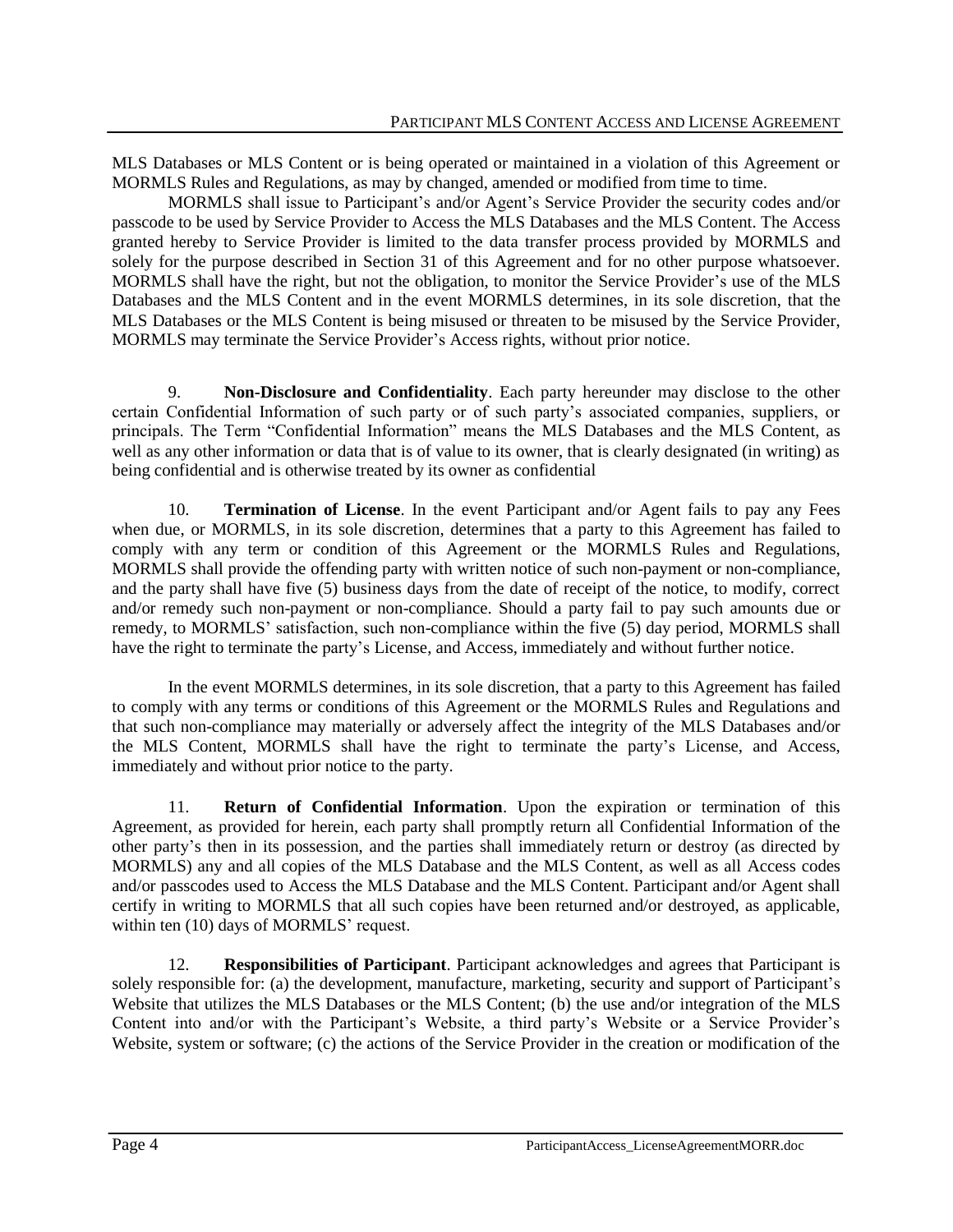MLS Databases or MLS Content or is being operated or maintained in a violation of this Agreement or MORMLS Rules and Regulations, as may by changed, amended or modified from time to time.

MORMLS shall issue to Participant's and/or Agent's Service Provider the security codes and/or passcode to be used by Service Provider to Access the MLS Databases and the MLS Content. The Access granted hereby to Service Provider is limited to the data transfer process provided by MORMLS and solely for the purpose described in Section 31 of this Agreement and for no other purpose whatsoever. MORMLS shall have the right, but not the obligation, to monitor the Service Provider's use of the MLS Databases and the MLS Content and in the event MORMLS determines, in its sole discretion, that the MLS Databases or the MLS Content is being misused or threaten to be misused by the Service Provider, MORMLS may terminate the Service Provider's Access rights, without prior notice.

9. **Non-Disclosure and Confidentiality**. Each party hereunder may disclose to the other certain Confidential Information of such party or of such party's associated companies, suppliers, or principals. The Term "Confidential Information" means the MLS Databases and the MLS Content, as well as any other information or data that is of value to its owner, that is clearly designated (in writing) as being confidential and is otherwise treated by its owner as confidential

10. **Termination of License**. In the event Participant and/or Agent fails to pay any Fees when due, or MORMLS, in its sole discretion, determines that a party to this Agreement has failed to comply with any term or condition of this Agreement or the MORMLS Rules and Regulations, MORMLS shall provide the offending party with written notice of such non-payment or non-compliance, and the party shall have five (5) business days from the date of receipt of the notice, to modify, correct and/or remedy such non-payment or non-compliance. Should a party fail to pay such amounts due or remedy, to MORMLS' satisfaction, such non-compliance within the five (5) day period, MORMLS shall have the right to terminate the party's License, and Access, immediately and without further notice.

In the event MORMLS determines, in its sole discretion, that a party to this Agreement has failed to comply with any terms or conditions of this Agreement or the MORMLS Rules and Regulations and that such non-compliance may materially or adversely affect the integrity of the MLS Databases and/or the MLS Content, MORMLS shall have the right to terminate the party's License, and Access, immediately and without prior notice to the party.

11. **Return of Confidential Information**. Upon the expiration or termination of this Agreement, as provided for herein, each party shall promptly return all Confidential Information of the other party's then in its possession, and the parties shall immediately return or destroy (as directed by MORMLS) any and all copies of the MLS Database and the MLS Content, as well as all Access codes and/or passcodes used to Access the MLS Database and the MLS Content. Participant and/or Agent shall certify in writing to MORMLS that all such copies have been returned and/or destroyed, as applicable, within ten (10) days of MORMLS' request.

12. **Responsibilities of Participant**. Participant acknowledges and agrees that Participant is solely responsible for: (a) the development, manufacture, marketing, security and support of Participant's Website that utilizes the MLS Databases or the MLS Content; (b) the use and/or integration of the MLS Content into and/or with the Participant's Website, a third party's Website or a Service Provider's Website, system or software; (c) the actions of the Service Provider in the creation or modification of the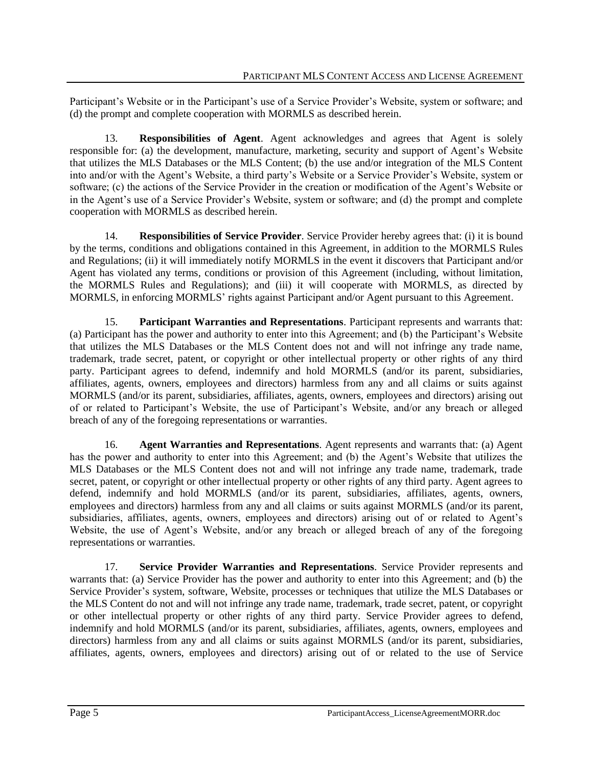Participant's Website or in the Participant's use of a Service Provider's Website, system or software; and (d) the prompt and complete cooperation with MORMLS as described herein.

13. **Responsibilities of Agent**. Agent acknowledges and agrees that Agent is solely responsible for: (a) the development, manufacture, marketing, security and support of Agent's Website that utilizes the MLS Databases or the MLS Content; (b) the use and/or integration of the MLS Content into and/or with the Agent's Website, a third party's Website or a Service Provider's Website, system or software; (c) the actions of the Service Provider in the creation or modification of the Agent's Website or in the Agent's use of a Service Provider's Website, system or software; and (d) the prompt and complete cooperation with MORMLS as described herein.

14. **Responsibilities of Service Provider**. Service Provider hereby agrees that: (i) it is bound by the terms, conditions and obligations contained in this Agreement, in addition to the MORMLS Rules and Regulations; (ii) it will immediately notify MORMLS in the event it discovers that Participant and/or Agent has violated any terms, conditions or provision of this Agreement (including, without limitation, the MORMLS Rules and Regulations); and (iii) it will cooperate with MORMLS, as directed by MORMLS, in enforcing MORMLS' rights against Participant and/or Agent pursuant to this Agreement.

15. **Participant Warranties and Representations**. Participant represents and warrants that: (a) Participant has the power and authority to enter into this Agreement; and (b) the Participant's Website that utilizes the MLS Databases or the MLS Content does not and will not infringe any trade name, trademark, trade secret, patent, or copyright or other intellectual property or other rights of any third party. Participant agrees to defend, indemnify and hold MORMLS (and/or its parent, subsidiaries, affiliates, agents, owners, employees and directors) harmless from any and all claims or suits against MORMLS (and/or its parent, subsidiaries, affiliates, agents, owners, employees and directors) arising out of or related to Participant's Website, the use of Participant's Website, and/or any breach or alleged breach of any of the foregoing representations or warranties.

16. **Agent Warranties and Representations**. Agent represents and warrants that: (a) Agent has the power and authority to enter into this Agreement; and (b) the Agent's Website that utilizes the MLS Databases or the MLS Content does not and will not infringe any trade name, trademark, trade secret, patent, or copyright or other intellectual property or other rights of any third party. Agent agrees to defend, indemnify and hold MORMLS (and/or its parent, subsidiaries, affiliates, agents, owners, employees and directors) harmless from any and all claims or suits against MORMLS (and/or its parent, subsidiaries, affiliates, agents, owners, employees and directors) arising out of or related to Agent's Website, the use of Agent's Website, and/or any breach or alleged breach of any of the foregoing representations or warranties.

17. **Service Provider Warranties and Representations**. Service Provider represents and warrants that: (a) Service Provider has the power and authority to enter into this Agreement; and (b) the Service Provider's system, software, Website, processes or techniques that utilize the MLS Databases or the MLS Content do not and will not infringe any trade name, trademark, trade secret, patent, or copyright or other intellectual property or other rights of any third party. Service Provider agrees to defend, indemnify and hold MORMLS (and/or its parent, subsidiaries, affiliates, agents, owners, employees and directors) harmless from any and all claims or suits against MORMLS (and/or its parent, subsidiaries, affiliates, agents, owners, employees and directors) arising out of or related to the use of Service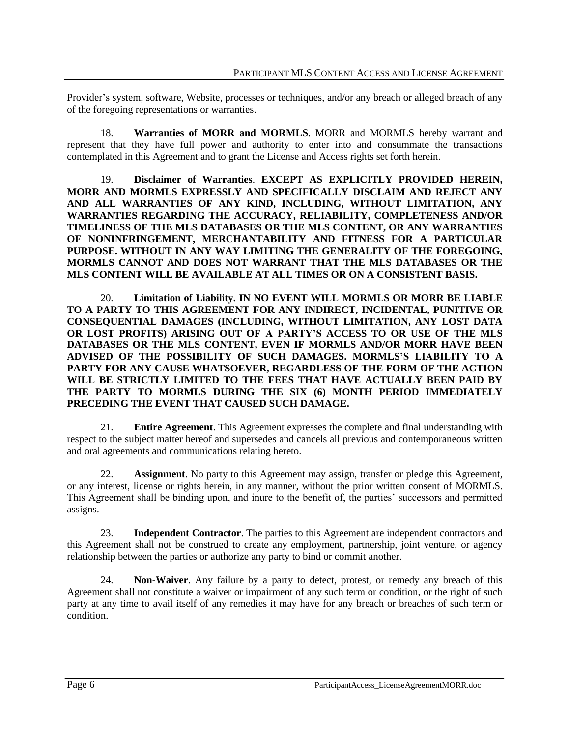Provider's system, software, Website, processes or techniques, and/or any breach or alleged breach of any of the foregoing representations or warranties.

18. **Warranties of MORR and MORMLS**. MORR and MORMLS hereby warrant and represent that they have full power and authority to enter into and consummate the transactions contemplated in this Agreement and to grant the License and Access rights set forth herein.

19. **Disclaimer of Warranties**. **EXCEPT AS EXPLICITLY PROVIDED HEREIN, MORR AND MORMLS EXPRESSLY AND SPECIFICALLY DISCLAIM AND REJECT ANY AND ALL WARRANTIES OF ANY KIND, INCLUDING, WITHOUT LIMITATION, ANY WARRANTIES REGARDING THE ACCURACY, RELIABILITY, COMPLETENESS AND/OR TIMELINESS OF THE MLS DATABASES OR THE MLS CONTENT, OR ANY WARRANTIES OF NONINFRINGEMENT, MERCHANTABILITY AND FITNESS FOR A PARTICULAR PURPOSE. WITHOUT IN ANY WAY LIMITING THE GENERALITY OF THE FOREGOING, MORMLS CANNOT AND DOES NOT WARRANT THAT THE MLS DATABASES OR THE MLS CONTENT WILL BE AVAILABLE AT ALL TIMES OR ON A CONSISTENT BASIS.**

20. **Limitation of Liability. IN NO EVENT WILL MORMLS OR MORR BE LIABLE TO A PARTY TO THIS AGREEMENT FOR ANY INDIRECT, INCIDENTAL, PUNITIVE OR CONSEQUENTIAL DAMAGES (INCLUDING, WITHOUT LIMITATION, ANY LOST DATA OR LOST PROFITS) ARISING OUT OF A PARTY'S ACCESS TO OR USE OF THE MLS DATABASES OR THE MLS CONTENT, EVEN IF MORMLS AND/OR MORR HAVE BEEN ADVISED OF THE POSSIBILITY OF SUCH DAMAGES. MORMLS'S LIABILITY TO A PARTY FOR ANY CAUSE WHATSOEVER, REGARDLESS OF THE FORM OF THE ACTION WILL BE STRICTLY LIMITED TO THE FEES THAT HAVE ACTUALLY BEEN PAID BY THE PARTY TO MORMLS DURING THE SIX (6) MONTH PERIOD IMMEDIATELY PRECEDING THE EVENT THAT CAUSED SUCH DAMAGE.**

21. **Entire Agreement**. This Agreement expresses the complete and final understanding with respect to the subject matter hereof and supersedes and cancels all previous and contemporaneous written and oral agreements and communications relating hereto.

22. **Assignment**. No party to this Agreement may assign, transfer or pledge this Agreement, or any interest, license or rights herein, in any manner, without the prior written consent of MORMLS. This Agreement shall be binding upon, and inure to the benefit of, the parties' successors and permitted assigns.

23. **Independent Contractor**. The parties to this Agreement are independent contractors and this Agreement shall not be construed to create any employment, partnership, joint venture, or agency relationship between the parties or authorize any party to bind or commit another.

24. **Non-Waiver**. Any failure by a party to detect, protest, or remedy any breach of this Agreement shall not constitute a waiver or impairment of any such term or condition, or the right of such party at any time to avail itself of any remedies it may have for any breach or breaches of such term or condition.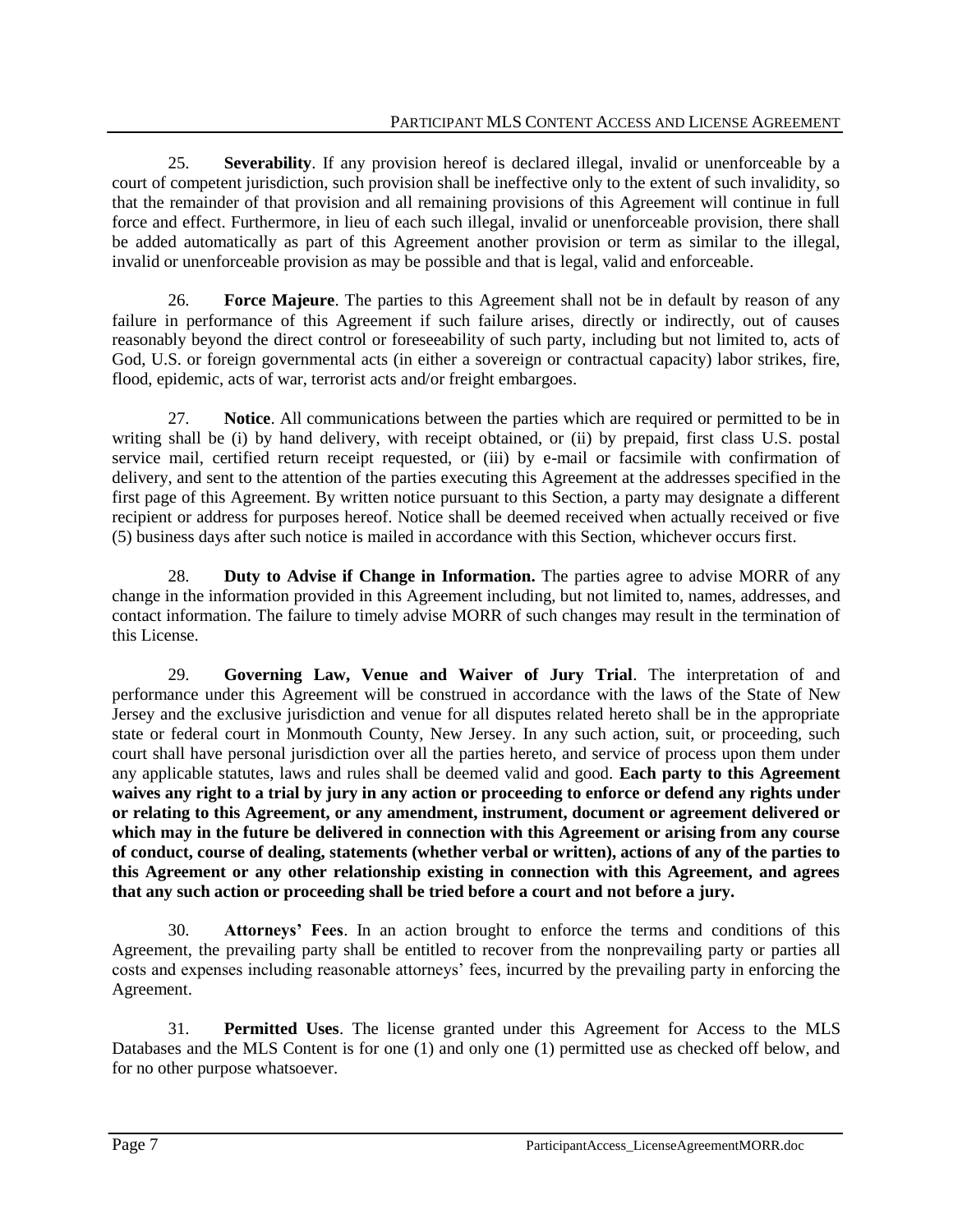25. **Severability**. If any provision hereof is declared illegal, invalid or unenforceable by a court of competent jurisdiction, such provision shall be ineffective only to the extent of such invalidity, so that the remainder of that provision and all remaining provisions of this Agreement will continue in full force and effect. Furthermore, in lieu of each such illegal, invalid or unenforceable provision, there shall be added automatically as part of this Agreement another provision or term as similar to the illegal, invalid or unenforceable provision as may be possible and that is legal, valid and enforceable.

26. **Force Majeure**. The parties to this Agreement shall not be in default by reason of any failure in performance of this Agreement if such failure arises, directly or indirectly, out of causes reasonably beyond the direct control or foreseeability of such party, including but not limited to, acts of God, U.S. or foreign governmental acts (in either a sovereign or contractual capacity) labor strikes, fire, flood, epidemic, acts of war, terrorist acts and/or freight embargoes.

27. **Notice**. All communications between the parties which are required or permitted to be in writing shall be (i) by hand delivery, with receipt obtained, or (ii) by prepaid, first class U.S. postal service mail, certified return receipt requested, or (iii) by e-mail or facsimile with confirmation of delivery, and sent to the attention of the parties executing this Agreement at the addresses specified in the first page of this Agreement. By written notice pursuant to this Section, a party may designate a different recipient or address for purposes hereof. Notice shall be deemed received when actually received or five (5) business days after such notice is mailed in accordance with this Section, whichever occurs first.

28. **Duty to Advise if Change in Information.** The parties agree to advise MORR of any change in the information provided in this Agreement including, but not limited to, names, addresses, and contact information. The failure to timely advise MORR of such changes may result in the termination of this License.

29. **Governing Law, Venue and Waiver of Jury Trial**. The interpretation of and performance under this Agreement will be construed in accordance with the laws of the State of New Jersey and the exclusive jurisdiction and venue for all disputes related hereto shall be in the appropriate state or federal court in Monmouth County, New Jersey. In any such action, suit, or proceeding, such court shall have personal jurisdiction over all the parties hereto, and service of process upon them under any applicable statutes, laws and rules shall be deemed valid and good. **Each party to this Agreement waives any right to a trial by jury in any action or proceeding to enforce or defend any rights under or relating to this Agreement, or any amendment, instrument, document or agreement delivered or which may in the future be delivered in connection with this Agreement or arising from any course of conduct, course of dealing, statements (whether verbal or written), actions of any of the parties to this Agreement or any other relationship existing in connection with this Agreement, and agrees that any such action or proceeding shall be tried before a court and not before a jury.**

30. **Attorneys' Fees**. In an action brought to enforce the terms and conditions of this Agreement, the prevailing party shall be entitled to recover from the nonprevailing party or parties all costs and expenses including reasonable attorneys' fees, incurred by the prevailing party in enforcing the Agreement.

31. **Permitted Uses**. The license granted under this Agreement for Access to the MLS Databases and the MLS Content is for one (1) and only one (1) permitted use as checked off below, and for no other purpose whatsoever.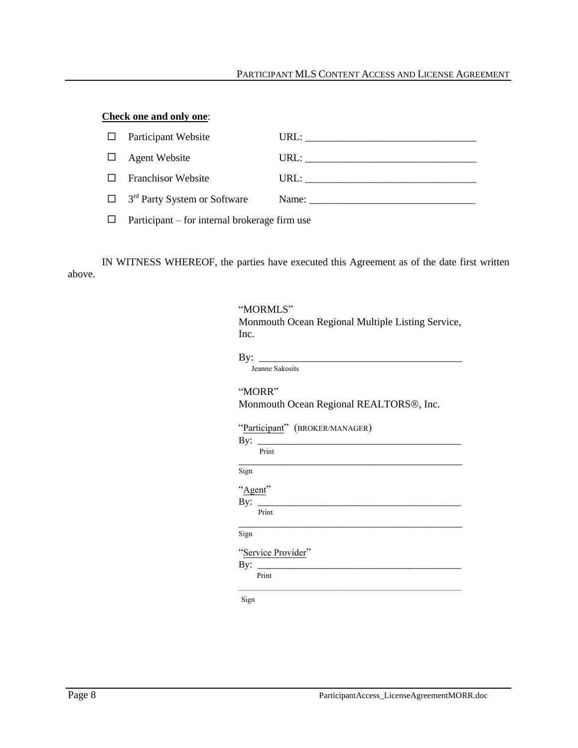**Check one and only one**:

- ☐ Participant Website URL: _________________________________
- ☐ Agent Website URL: _________________________________
- ☐ Franchisor Website URL: _________________________________
- ☐ 3rd Party System or Software Name: _______________________________
- ☐ Participant – for internal brokerage firm use

IN WITNESS WHEREOF, the parties have executed this Agreement as of the date first written above.

"MORMLS"
Monmouth Ocean Regional Multiple Listing Service, Inc.

By: _______________________________________
Jeanne Sakosits

"MORR"
Monmouth Ocean Regional REALTORS®, Inc.

"Participant" (BROKER/MANAGER)
By: _______________________________________
Print

_____________________________________________
Sign

"Agent"
By: _______________________________________
Print

_____________________________________________
Sign

"Service Provider"
By: _______________________________________
Print

_____________________________________________
Sign